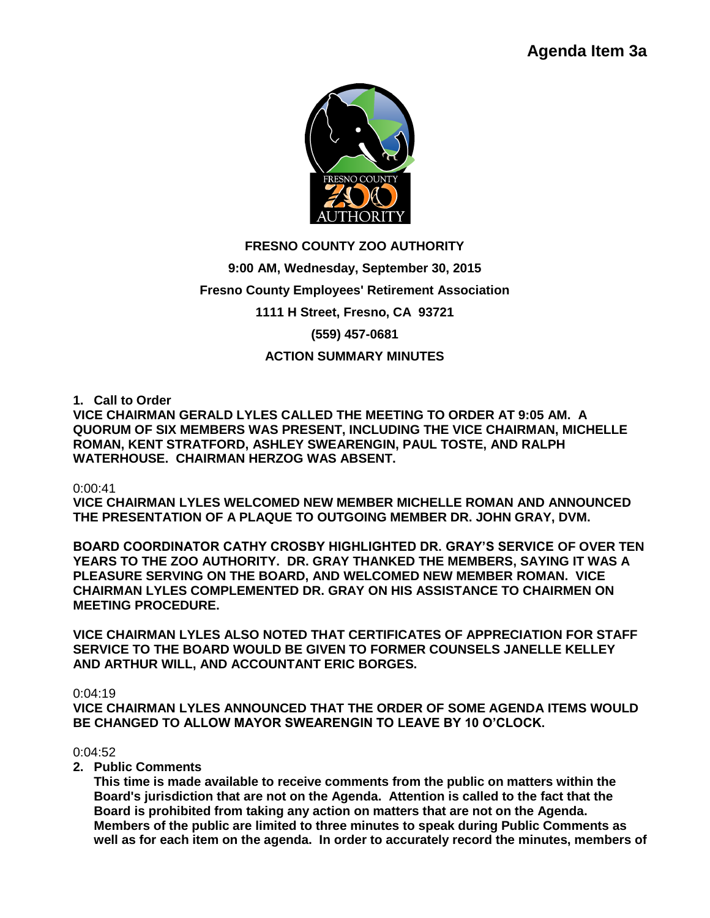**Agenda Item 3a**

**FRESNO COUNTY ZOO AUTHORITY**

**9:00 AM, Wednesday, September 30, 2015**

**Fresno County Employees' Retirement Association**

**1111 H Street, Fresno, CA 93721**

**(559) 457-0681**

**ACTION SUMMARY MINUTES**

**1. Call to Order**

**VICE CHAIRMAN GERALD LYLES CALLED THE MEETING TO ORDER AT 9:05 AM. A QUORUM OF SIX MEMBERS WAS PRESENT, INCLUDING THE VICE CHAIRMAN, MICHELLE ROMAN, KENT STRATFORD, ASHLEY SWEARENGIN, PAUL TOSTE, AND RALPH WATERHOUSE. CHAIRMAN HERZOG WAS ABSENT.**

0:00:41

**VICE CHAIRMAN LYLES WELCOMED NEW MEMBER MICHELLE ROMAN AND ANNOUNCED THE PRESENTATION OF A PLAQUE TO OUTGOING MEMBER DR. JOHN GRAY, DVM.**

**BOARD COORDINATOR CATHY CROSBY HIGHLIGHTED DR. GRAY'S SERVICE OF OVER TEN YEARS TO THE ZOO AUTHORITY. DR. GRAY THANKED THE MEMBERS, SAYING IT WAS A PLEASURE SERVING ON THE BOARD, AND WELCOMED NEW MEMBER ROMAN. VICE CHAIRMAN LYLES COMPLEMENTED DR. GRAY ON HIS ASSISTANCE TO CHAIRMEN ON MEETING PROCEDURE.**

**VICE CHAIRMAN LYLES ALSO NOTED THAT CERTIFICATES OF APPRECIATION FOR STAFF SERVICE TO THE BOARD WOULD BE GIVEN TO FORMER COUNSELS JANELLE KELLEY AND ARTHUR WILL, AND ACCOUNTANT ERIC BORGES.**

0:04:19

**VICE CHAIRMAN LYLES ANNOUNCED THAT THE ORDER OF SOME AGENDA ITEMS WOULD BE CHANGED TO ALLOW MAYOR SWEARENGIN TO LEAVE BY 10 O'CLOCK.**

0:04:52

**2. Public Comments**

**This time is made available to receive comments from the public on matters within the Board's jurisdiction that are not on the Agenda. Attention is called to the fact that the Board is prohibited from taking any action on matters that are not on the Agenda. Members of the public are limited to three minutes to speak during Public Comments as well as for each item on the agenda. In order to accurately record the minutes, members of**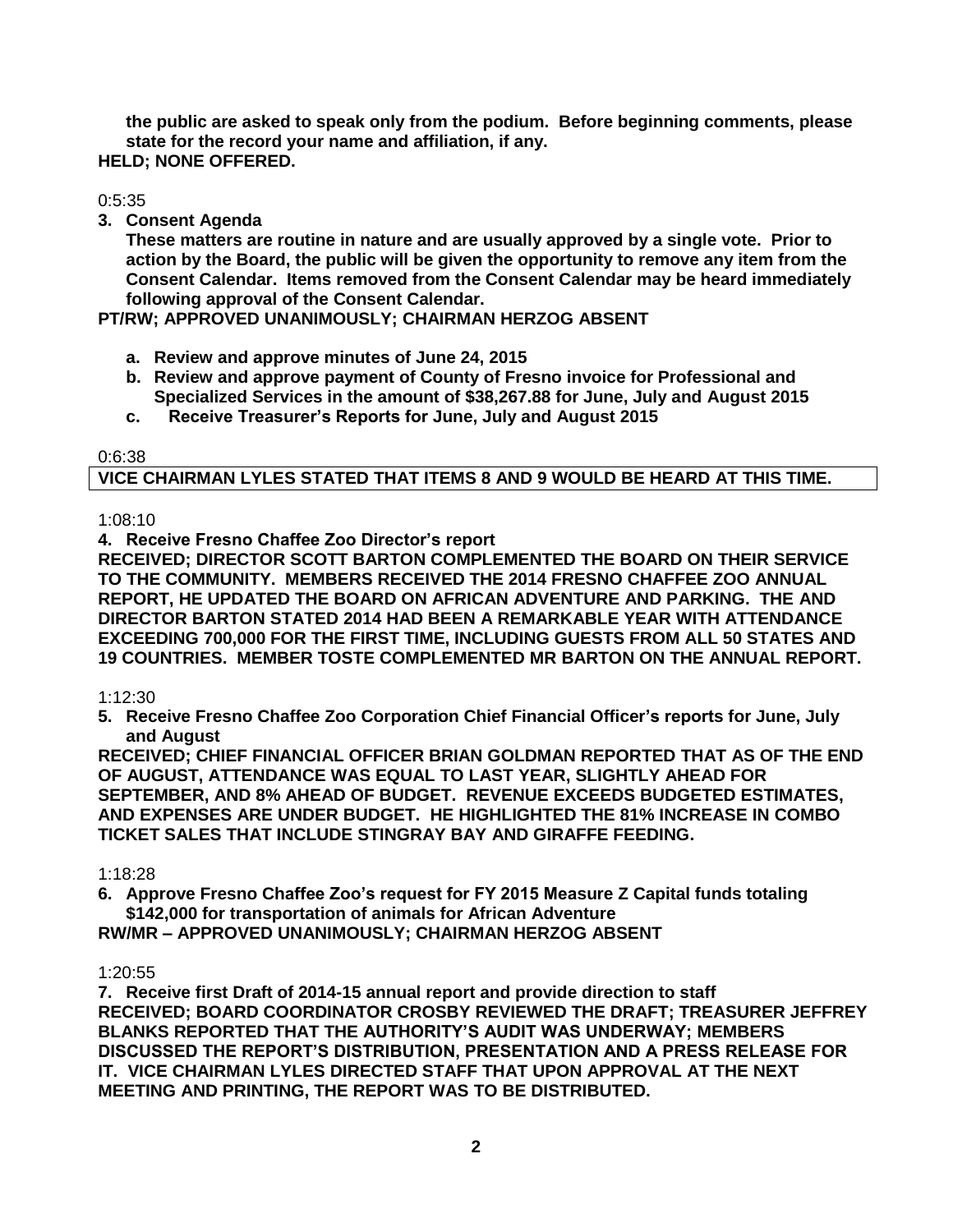**the public are asked to speak only from the podium. Before beginning comments, please state for the record your name and affiliation, if any.**
**HELD; NONE OFFERED.**

0:5:35

**3. Consent Agenda**

**These matters are routine in nature and are usually approved by a single vote. Prior to action by the Board, the public will be given the opportunity to remove any item from the Consent Calendar. Items removed from the Consent Calendar may be heard immediately following approval of the Consent Calendar.**

**PT/RW; APPROVED UNANIMOUSLY; CHAIRMAN HERZOG ABSENT**

- **a. Review and approve minutes of June 24, 2015**
- **b. Review and approve payment of County of Fresno invoice for Professional and Specialized Services in the amount of $38,267.88 for June, July and August 2015**
- **c. Receive Treasurer's Reports for June, July and August 2015**

0:6:38

**VICE CHAIRMAN LYLES STATED THAT ITEMS 8 AND 9 WOULD BE HEARD AT THIS TIME.**

1:08:10

**4. Receive Fresno Chaffee Zoo Director's report**

**RECEIVED; DIRECTOR SCOTT BARTON COMPLEMENTED THE BOARD ON THEIR SERVICE TO THE COMMUNITY. MEMBERS RECEIVED THE 2014 FRESNO CHAFFEE ZOO ANNUAL REPORT, HE UPDATED THE BOARD ON AFRICAN ADVENTURE AND PARKING. THE AND DIRECTOR BARTON STATED 2014 HAD BEEN A REMARKABLE YEAR WITH ATTENDANCE EXCEEDING 700,000 FOR THE FIRST TIME, INCLUDING GUESTS FROM ALL 50 STATES AND 19 COUNTRIES. MEMBER TOSTE COMPLEMENTED MR BARTON ON THE ANNUAL REPORT.**

1:12:30

**5. Receive Fresno Chaffee Zoo Corporation Chief Financial Officer's reports for June, July and August**

**RECEIVED; CHIEF FINANCIAL OFFICER BRIAN GOLDMAN REPORTED THAT AS OF THE END OF AUGUST, ATTENDANCE WAS EQUAL TO LAST YEAR, SLIGHTLY AHEAD FOR SEPTEMBER, AND 8% AHEAD OF BUDGET. REVENUE EXCEEDS BUDGETED ESTIMATES, AND EXPENSES ARE UNDER BUDGET. HE HIGHLIGHTED THE 81% INCREASE IN COMBO TICKET SALES THAT INCLUDE STINGRAY BAY AND GIRAFFE FEEDING.**

1:18:28

**6. Approve Fresno Chaffee Zoo's request for FY 2015 Measure Z Capital funds totaling $142,000 for transportation of animals for African Adventure**

**RW/MR – APPROVED UNANIMOUSLY; CHAIRMAN HERZOG ABSENT**

1:20:55

**7. Receive first Draft of 2014-15 annual report and provide direction to staff**

**RECEIVED; BOARD COORDINATOR CROSBY REVIEWED THE DRAFT; TREASURER JEFFREY BLANKS REPORTED THAT THE AUTHORITY'S AUDIT WAS UNDERWAY; MEMBERS DISCUSSED THE REPORT'S DISTRIBUTION, PRESENTATION AND A PRESS RELEASE FOR IT. VICE CHAIRMAN LYLES DIRECTED STAFF THAT UPON APPROVAL AT THE NEXT MEETING AND PRINTING, THE REPORT WAS TO BE DISTRIBUTED.**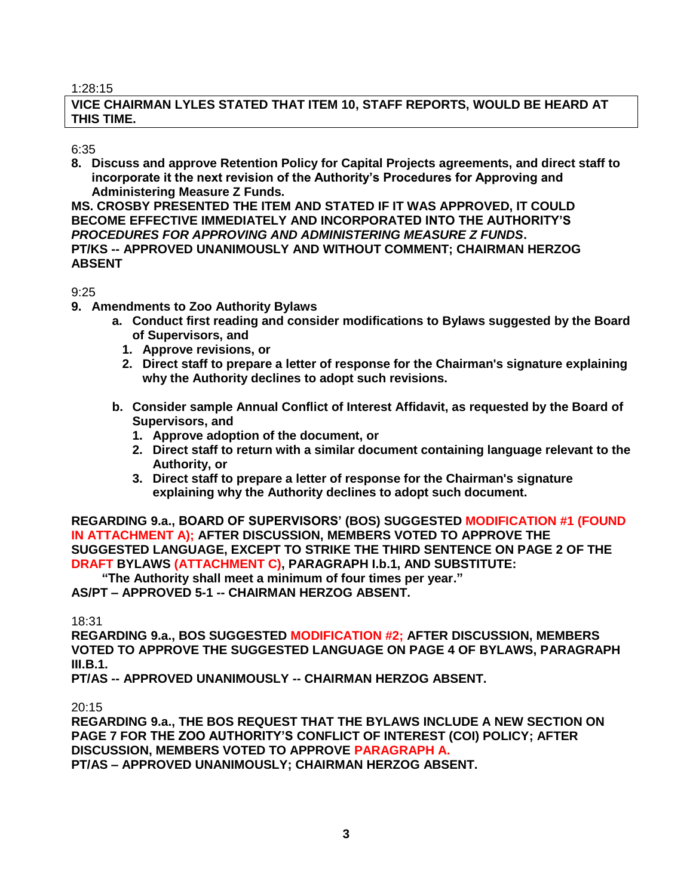1:28:15

**VICE CHAIRMAN LYLES STATED THAT ITEM 10, STAFF REPORTS, WOULD BE HEARD AT THIS TIME.**

6:35

**8. Discuss and approve Retention Policy for Capital Projects agreements, and direct staff to incorporate it the next revision of the Authority's Procedures for Approving and Administering Measure Z Funds.**

**MS. CROSBY PRESENTED THE ITEM AND STATED IF IT WAS APPROVED, IT COULD BECOME EFFECTIVE IMMEDIATELY AND INCORPORATED INTO THE AUTHORITY'S *PROCEDURES FOR APPROVING AND ADMINISTERING MEASURE Z FUNDS*.**
**PT/KS -- APPROVED UNANIMOUSLY AND WITHOUT COMMENT; CHAIRMAN HERZOG ABSENT**

9:25

**9. Amendments to Zoo Authority Bylaws**
   - **a. Conduct first reading and consider modifications to Bylaws suggested by the Board of Supervisors, and**
     1. **Approve revisions, or**
     2. **Direct staff to prepare a letter of response for the Chairman's signature explaining why the Authority declines to adopt such revisions.**
   - **b. Consider sample Annual Conflict of Interest Affidavit, as requested by the Board of Supervisors, and**
     1. **Approve adoption of the document, or**
     2. **Direct staff to return with a similar document containing language relevant to the Authority, or**
     3. **Direct staff to prepare a letter of response for the Chairman's signature explaining why the Authority declines to adopt such document.**

**REGARDING 9.a., BOARD OF SUPERVISORS' (BOS) SUGGESTED MODIFICATION #1 (FOUND IN ATTACHMENT A); AFTER DISCUSSION, MEMBERS VOTED TO APPROVE THE SUGGESTED LANGUAGE, EXCEPT TO STRIKE THE THIRD SENTENCE ON PAGE 2 OF THE DRAFT BYLAWS (ATTACHMENT C), PARAGRAPH I.b.1, AND SUBSTITUTE:**
**"The Authority shall meet a minimum of four times per year."**
**AS/PT – APPROVED 5-1 -- CHAIRMAN HERZOG ABSENT.**

18:31

**REGARDING 9.a., BOS SUGGESTED MODIFICATION #2; AFTER DISCUSSION, MEMBERS VOTED TO APPROVE THE SUGGESTED LANGUAGE ON PAGE 4 OF BYLAWS, PARAGRAPH III.B.1.**
**PT/AS -- APPROVED UNANIMOUSLY -- CHAIRMAN HERZOG ABSENT.**

20:15

**REGARDING 9.a., THE BOS REQUEST THAT THE BYLAWS INCLUDE A NEW SECTION ON PAGE 7 FOR THE ZOO AUTHORITY'S CONFLICT OF INTEREST (COI) POLICY; AFTER DISCUSSION, MEMBERS VOTED TO APPROVE PARAGRAPH A.**
**PT/AS – APPROVED UNANIMOUSLY; CHAIRMAN HERZOG ABSENT.**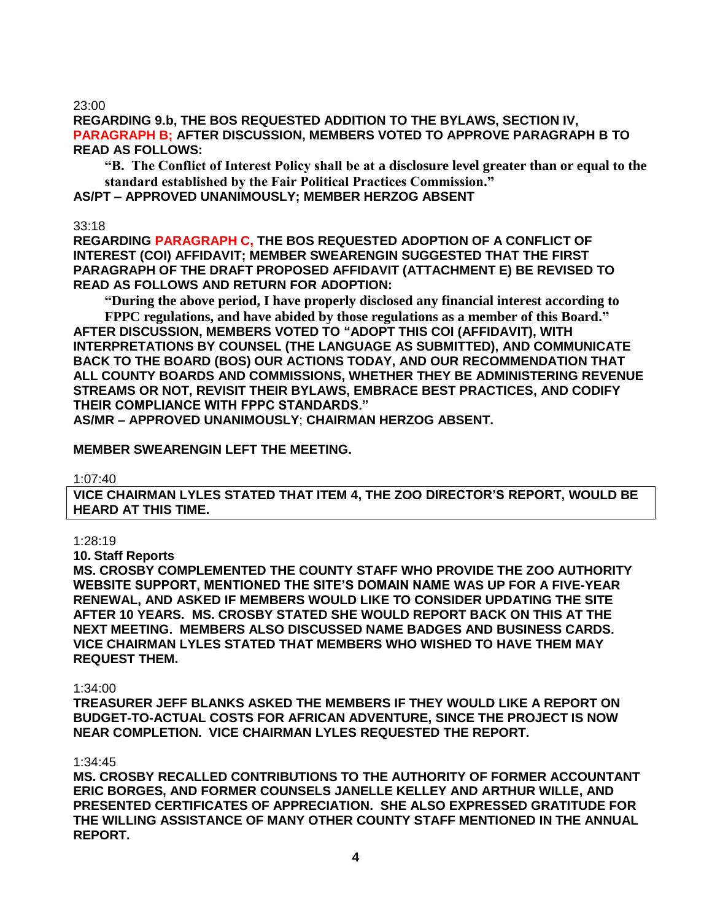23:00

**REGARDING 9.b, THE BOS REQUESTED ADDITION TO THE BYLAWS, SECTION IV, PARAGRAPH B; AFTER DISCUSSION, MEMBERS VOTED TO APPROVE PARAGRAPH B TO READ AS FOLLOWS:**

> **"B. The Conflict of Interest Policy shall be at a disclosure level greater than or equal to the standard established by the Fair Political Practices Commission."**

**AS/PT – APPROVED UNANIMOUSLY; MEMBER HERZOG ABSENT**

33:18

**REGARDING PARAGRAPH C, THE BOS REQUESTED ADOPTION OF A CONFLICT OF INTEREST (COI) AFFIDAVIT; MEMBER SWEARENGIN SUGGESTED THAT THE FIRST PARAGRAPH OF THE DRAFT PROPOSED AFFIDAVIT (ATTACHMENT E) BE REVISED TO READ AS FOLLOWS AND RETURN FOR ADOPTION:**

> **"During the above period, I have properly disclosed any financial interest according to FPPC regulations, and have abided by those regulations as a member of this Board."**

**AFTER DISCUSSION, MEMBERS VOTED TO "ADOPT THIS COI (AFFIDAVIT), WITH INTERPRETATIONS BY COUNSEL (THE LANGUAGE AS SUBMITTED), AND COMMUNICATE BACK TO THE BOARD (BOS) OUR ACTIONS TODAY, AND OUR RECOMMENDATION THAT ALL COUNTY BOARDS AND COMMISSIONS, WHETHER THEY BE ADMINISTERING REVENUE STREAMS OR NOT, REVISIT THEIR BYLAWS, EMBRACE BEST PRACTICES, AND CODIFY THEIR COMPLIANCE WITH FPPC STANDARDS."**

**AS/MR – APPROVED UNANIMOUSLY; CHAIRMAN HERZOG ABSENT.**

**MEMBER SWEARENGIN LEFT THE MEETING.**

1:07:40

**VICE CHAIRMAN LYLES STATED THAT ITEM 4, THE ZOO DIRECTOR'S REPORT, WOULD BE HEARD AT THIS TIME.**

1:28:19

**10. Staff Reports**

**MS. CROSBY COMPLEMENTED THE COUNTY STAFF WHO PROVIDE THE ZOO AUTHORITY WEBSITE SUPPORT, MENTIONED THE SITE'S DOMAIN NAME WAS UP FOR A FIVE-YEAR RENEWAL, AND ASKED IF MEMBERS WOULD LIKE TO CONSIDER UPDATING THE SITE AFTER 10 YEARS. MS. CROSBY STATED SHE WOULD REPORT BACK ON THIS AT THE NEXT MEETING. MEMBERS ALSO DISCUSSED NAME BADGES AND BUSINESS CARDS. VICE CHAIRMAN LYLES STATED THAT MEMBERS WHO WISHED TO HAVE THEM MAY REQUEST THEM.**

1:34:00

**TREASURER JEFF BLANKS ASKED THE MEMBERS IF THEY WOULD LIKE A REPORT ON BUDGET-TO-ACTUAL COSTS FOR AFRICAN ADVENTURE, SINCE THE PROJECT IS NOW NEAR COMPLETION. VICE CHAIRMAN LYLES REQUESTED THE REPORT.**

1:34:45

**MS. CROSBY RECALLED CONTRIBUTIONS TO THE AUTHORITY OF FORMER ACCOUNTANT ERIC BORGES, AND FORMER COUNSELS JANELLE KELLEY AND ARTHUR WILLE, AND PRESENTED CERTIFICATES OF APPRECIATION. SHE ALSO EXPRESSED GRATITUDE FOR THE WILLING ASSISTANCE OF MANY OTHER COUNTY STAFF MENTIONED IN THE ANNUAL REPORT.**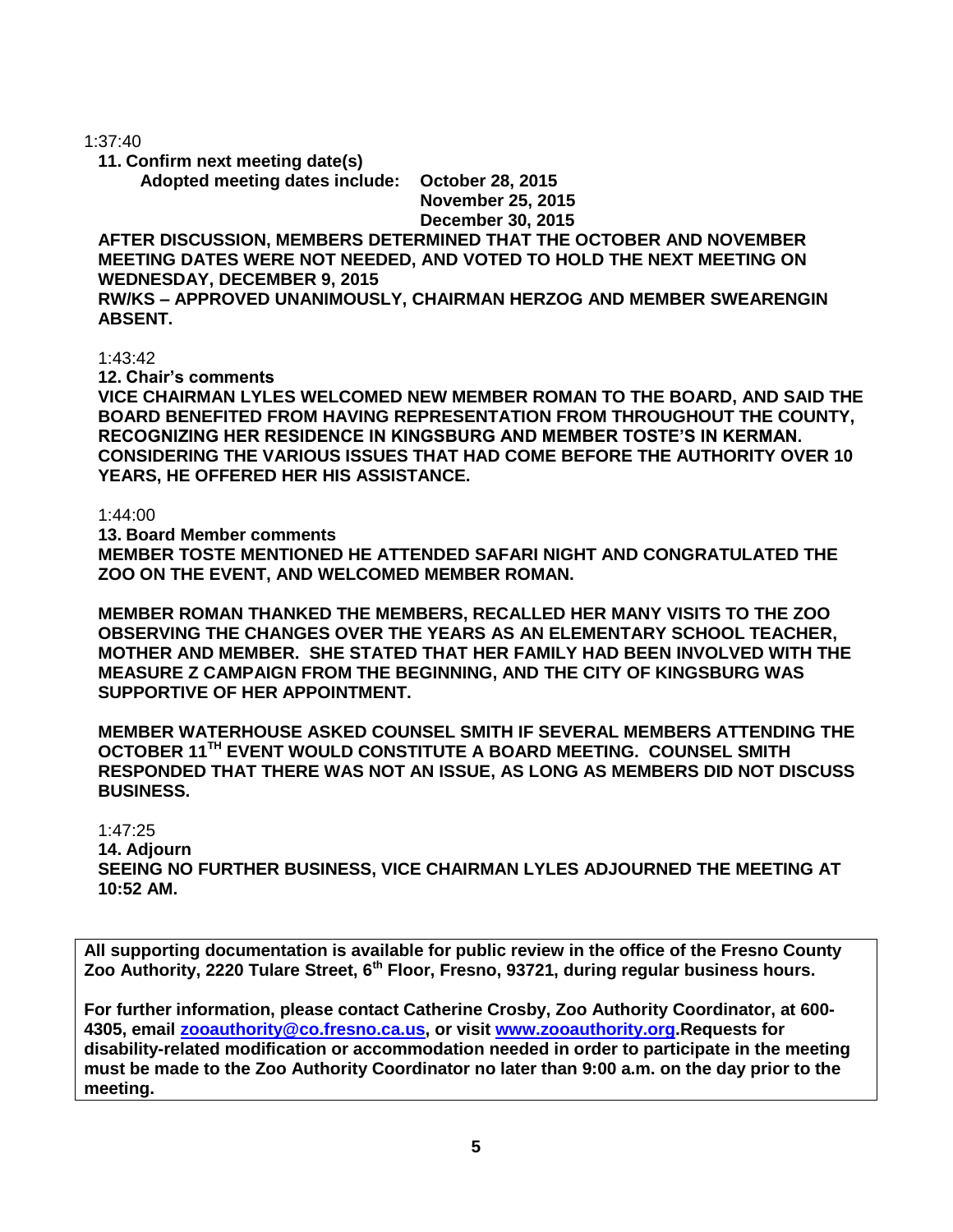1:37:40

**11. Confirm next meeting date(s)**

**Adopted meeting dates include: October 28, 2015**
**November 25, 2015**
**December 30, 2015**

**AFTER DISCUSSION, MEMBERS DETERMINED THAT THE OCTOBER AND NOVEMBER MEETING DATES WERE NOT NEEDED, AND VOTED TO HOLD THE NEXT MEETING ON WEDNESDAY, DECEMBER 9, 2015**

**RW/KS – APPROVED UNANIMOUSLY, CHAIRMAN HERZOG AND MEMBER SWEARENGIN ABSENT.**

1:43:42

**12. Chair's comments**

**VICE CHAIRMAN LYLES WELCOMED NEW MEMBER ROMAN TO THE BOARD, AND SAID THE BOARD BENEFITED FROM HAVING REPRESENTATION FROM THROUGHOUT THE COUNTY, RECOGNIZING HER RESIDENCE IN KINGSBURG AND MEMBER TOSTE'S IN KERMAN. CONSIDERING THE VARIOUS ISSUES THAT HAD COME BEFORE THE AUTHORITY OVER 10 YEARS, HE OFFERED HER HIS ASSISTANCE.**

1:44:00

**13. Board Member comments**

**MEMBER TOSTE MENTIONED HE ATTENDED SAFARI NIGHT AND CONGRATULATED THE ZOO ON THE EVENT, AND WELCOMED MEMBER ROMAN.**

**MEMBER ROMAN THANKED THE MEMBERS, RECALLED HER MANY VISITS TO THE ZOO OBSERVING THE CHANGES OVER THE YEARS AS AN ELEMENTARY SCHOOL TEACHER, MOTHER AND MEMBER. SHE STATED THAT HER FAMILY HAD BEEN INVOLVED WITH THE MEASURE Z CAMPAIGN FROM THE BEGINNING, AND THE CITY OF KINGSBURG WAS SUPPORTIVE OF HER APPOINTMENT.**

**MEMBER WATERHOUSE ASKED COUNSEL SMITH IF SEVERAL MEMBERS ATTENDING THE OCTOBER 11TH EVENT WOULD CONSTITUTE A BOARD MEETING. COUNSEL SMITH RESPONDED THAT THERE WAS NOT AN ISSUE, AS LONG AS MEMBERS DID NOT DISCUSS BUSINESS.**

1:47:25

**14. Adjourn**

**SEEING NO FURTHER BUSINESS, VICE CHAIRMAN LYLES ADJOURNED THE MEETING AT 10:52 AM.**

**All supporting documentation is available for public review in the office of the Fresno County Zoo Authority, 2220 Tulare Street, 6th Floor, Fresno, 93721, during regular business hours.**

**For further information, please contact Catherine Crosby, Zoo Authority Coordinator, at 600-4305, email [zooauthority@co.fresno.ca.us](mailto:zooauthority@co.fresno.ca.us), or visit [www.zooauthority.org](http://www.zooauthority.org).Requests for disability-related modification or accommodation needed in order to participate in the meeting must be made to the Zoo Authority Coordinator no later than 9:00 a.m. on the day prior to the meeting.**